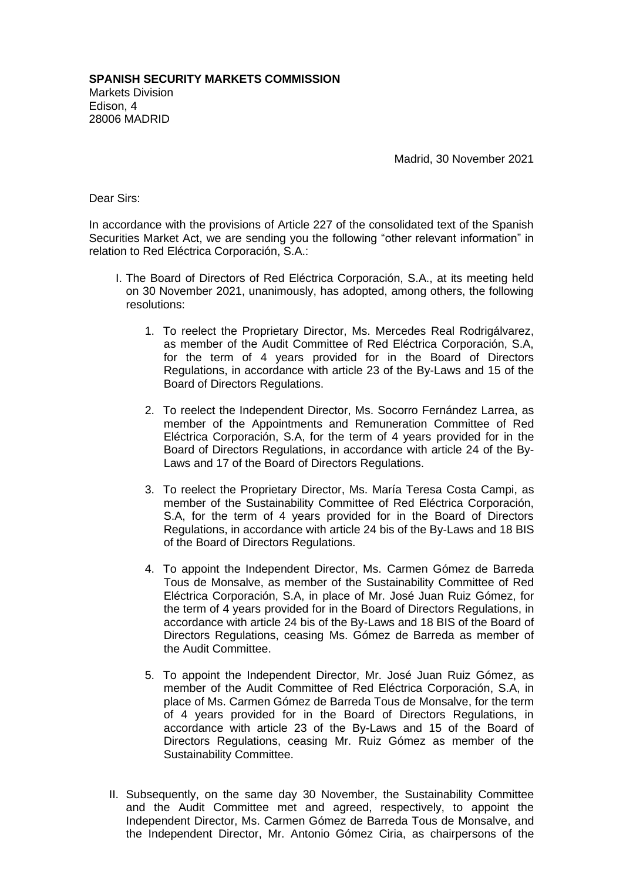**SPANISH SECURITY MARKETS COMMISSION**
Markets Division
Edison, 4
28006 MADRID

Madrid, 30 November 2021

Dear Sirs:

In accordance with the provisions of Article 227 of the consolidated text of the Spanish Securities Market Act, we are sending you the following "other relevant information" in relation to Red Eléctrica Corporación, S.A.:

I. The Board of Directors of Red Eléctrica Corporación, S.A., at its meeting held on 30 November 2021, unanimously, has adopted, among others, the following resolutions:

   1. To reelect the Proprietary Director, Ms. Mercedes Real Rodrigálvarez, as member of the Audit Committee of Red Eléctrica Corporación, S.A, for the term of 4 years provided for in the Board of Directors Regulations, in accordance with article 23 of the By-Laws and 15 of the Board of Directors Regulations.

   2. To reelect the Independent Director, Ms. Socorro Fernández Larrea, as member of the Appointments and Remuneration Committee of Red Eléctrica Corporación, S.A, for the term of 4 years provided for in the Board of Directors Regulations, in accordance with article 24 of the By-Laws and 17 of the Board of Directors Regulations.

   3. To reelect the Proprietary Director, Ms. María Teresa Costa Campi, as member of the Sustainability Committee of Red Eléctrica Corporación, S.A, for the term of 4 years provided for in the Board of Directors Regulations, in accordance with article 24 bis of the By-Laws and 18 BIS of the Board of Directors Regulations.

   4. To appoint the Independent Director, Ms. Carmen Gómez de Barreda Tous de Monsalve, as member of the Sustainability Committee of Red Eléctrica Corporación, S.A, in place of Mr. José Juan Ruiz Gómez, for the term of 4 years provided for in the Board of Directors Regulations, in accordance with article 24 bis of the By-Laws and 18 BIS of the Board of Directors Regulations, ceasing Ms. Gómez de Barreda as member of the Audit Committee.

   5. To appoint the Independent Director, Mr. José Juan Ruiz Gómez, as member of the Audit Committee of Red Eléctrica Corporación, S.A, in place of Ms. Carmen Gómez de Barreda Tous de Monsalve, for the term of 4 years provided for in the Board of Directors Regulations, in accordance with article 23 of the By-Laws and 15 of the Board of Directors Regulations, ceasing Mr. Ruiz Gómez as member of the Sustainability Committee.

II. Subsequently, on the same day 30 November, the Sustainability Committee and the Audit Committee met and agreed, respectively, to appoint the Independent Director, Ms. Carmen Gómez de Barreda Tous de Monsalve, and the Independent Director, Mr. Antonio Gómez Ciria, as chairpersons of the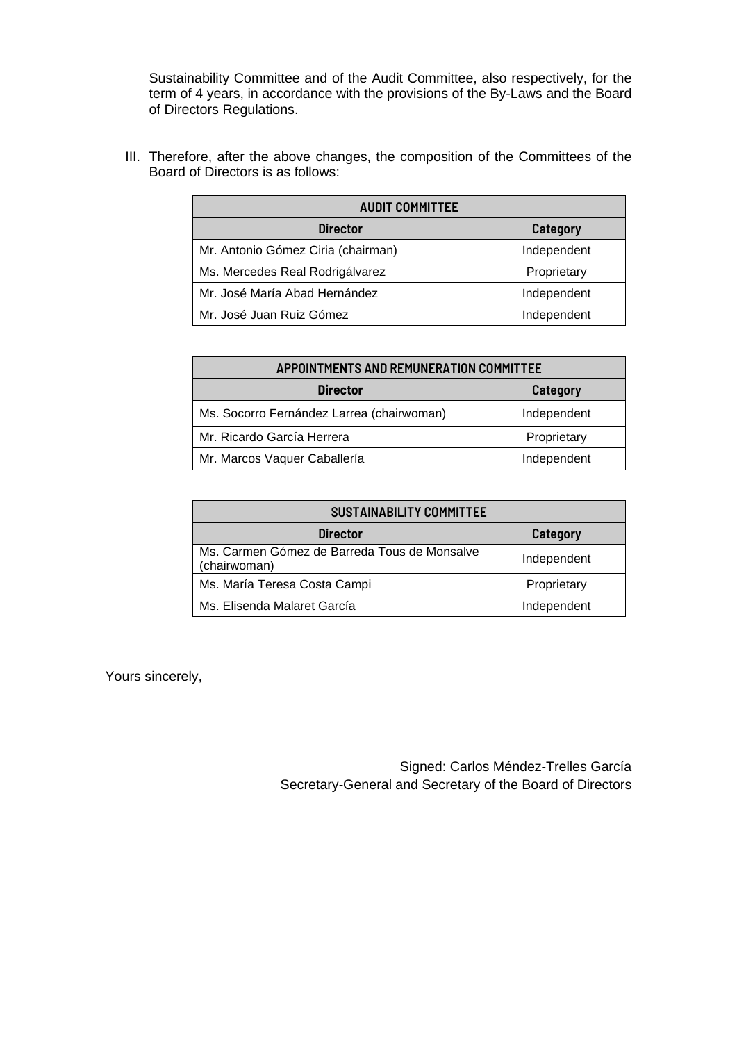Sustainability Committee and of the Audit Committee, also respectively, for the term of 4 years, in accordance with the provisions of the By-Laws and the Board of Directors Regulations.

III. Therefore, after the above changes, the composition of the Committees of the Board of Directors is as follows:

| AUDIT COMMITTEE | |
|---|---|
| **Director** | **Category** |
| Mr. Antonio Gómez Ciria (chairman) | Independent |
| Ms. Mercedes Real Rodrigálvarez | Proprietary |
| Mr. José María Abad Hernández | Independent |
| Mr. José Juan Ruiz Gómez | Independent |

| APPOINTMENTS AND REMUNERATION COMMITTEE | |
|---|---|
| **Director** | **Category** |
| Ms. Socorro Fernández Larrea (chairwoman) | Independent |
| Mr. Ricardo García Herrera | Proprietary |
| Mr. Marcos Vaquer Caballería | Independent |

| SUSTAINABILITY COMMITTEE | |
|---|---|
| **Director** | **Category** |
| Ms. Carmen Gómez de Barreda Tous de Monsalve (chairwoman) | Independent |
| Ms. María Teresa Costa Campi | Proprietary |
| Ms. Elisenda Malaret García | Independent |

Yours sincerely,

Signed: Carlos Méndez-Trelles García
Secretary-General and Secretary of the Board of Directors